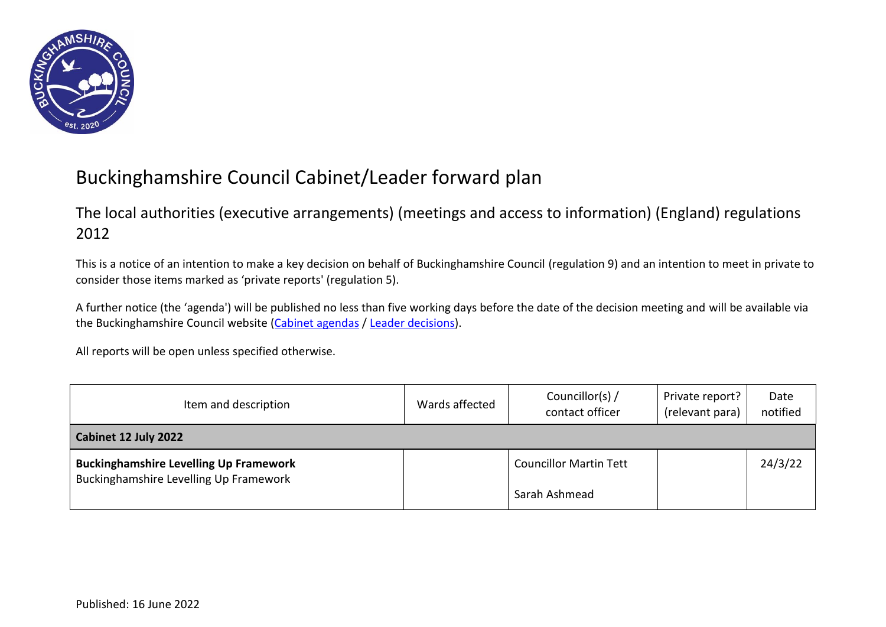# Buckinghamshire Council Cabinet/Leader forward plan

## The local authorities (executive arrangements) (meetings and access to information) (England) regulations 2012

This is a notice of an intention to make a key decision on behalf of Buckinghamshire Council (regulation 9) and an intention to meet in private to consider those items marked as 'private reports' (regulation 5).

A further notice (the 'agenda') will be published no less than five working days before the date of the decision meeting and will be available via the Buckinghamshire Council website (Cabinet agendas / Leader decisions).

All reports will be open unless specified otherwise.

| Item and description | Wards affected | Councillor(s) / contact officer | Private report? (relevant para) | Date notified |
|---|---|---|---|---|
| **Cabinet 12 July 2022** | | | | |
| **Buckinghamshire Levelling Up Framework** Buckinghamshire Levelling Up Framework | | Councillor Martin Tett<br>Sarah Ashmead | | 24/3/22 |

Published: 16 June 2022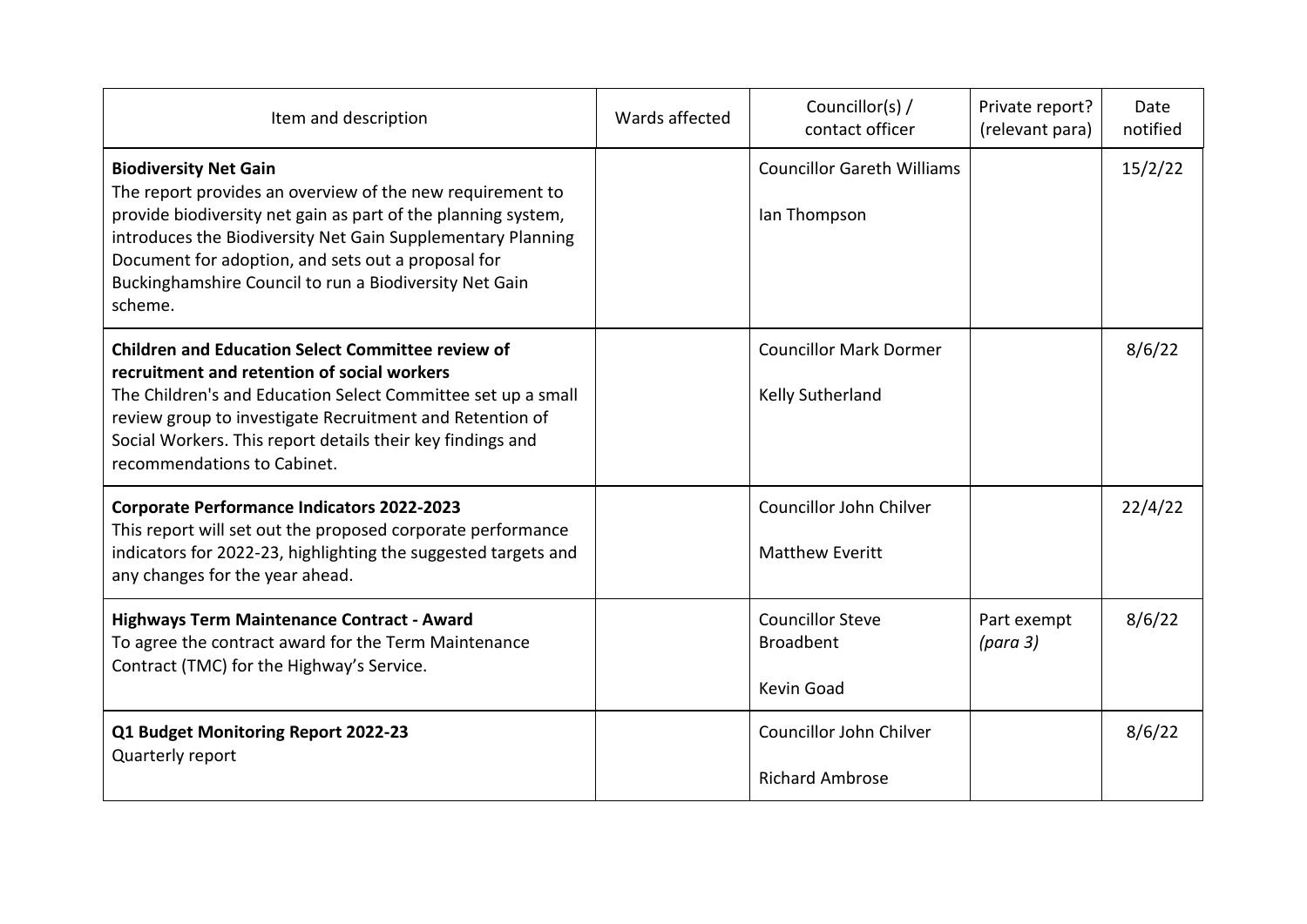| Item and description | Wards affected | Councillor(s) / contact officer | Private report? (relevant para) | Date notified |
|---|---|---|---|---|
| **Biodiversity Net Gain**<br>The report provides an overview of the new requirement to provide biodiversity net gain as part of the planning system, introduces the Biodiversity Net Gain Supplementary Planning Document for adoption, and sets out a proposal for Buckinghamshire Council to run a Biodiversity Net Gain scheme. | | Councillor Gareth Williams<br><br>Ian Thompson | | 15/2/22 |
| **Children and Education Select Committee review of recruitment and retention of social workers**<br>The Children's and Education Select Committee set up a small review group to investigate Recruitment and Retention of Social Workers. This report details their key findings and recommendations to Cabinet. | | Councillor Mark Dormer<br><br>Kelly Sutherland | | 8/6/22 |
| **Corporate Performance Indicators 2022-2023**<br>This report will set out the proposed corporate performance indicators for 2022-23, highlighting the suggested targets and any changes for the year ahead. | | Councillor John Chilver<br><br>Matthew Everitt | | 22/4/22 |
| **Highways Term Maintenance Contract - Award**<br>To agree the contract award for the Term Maintenance Contract (TMC) for the Highway's Service. | | Councillor Steve Broadbent<br><br>Kevin Goad | Part exempt *(para 3)* | 8/6/22 |
| **Q1 Budget Monitoring Report 2022-23**<br>Quarterly report | | Councillor John Chilver<br><br>Richard Ambrose | | 8/6/22 |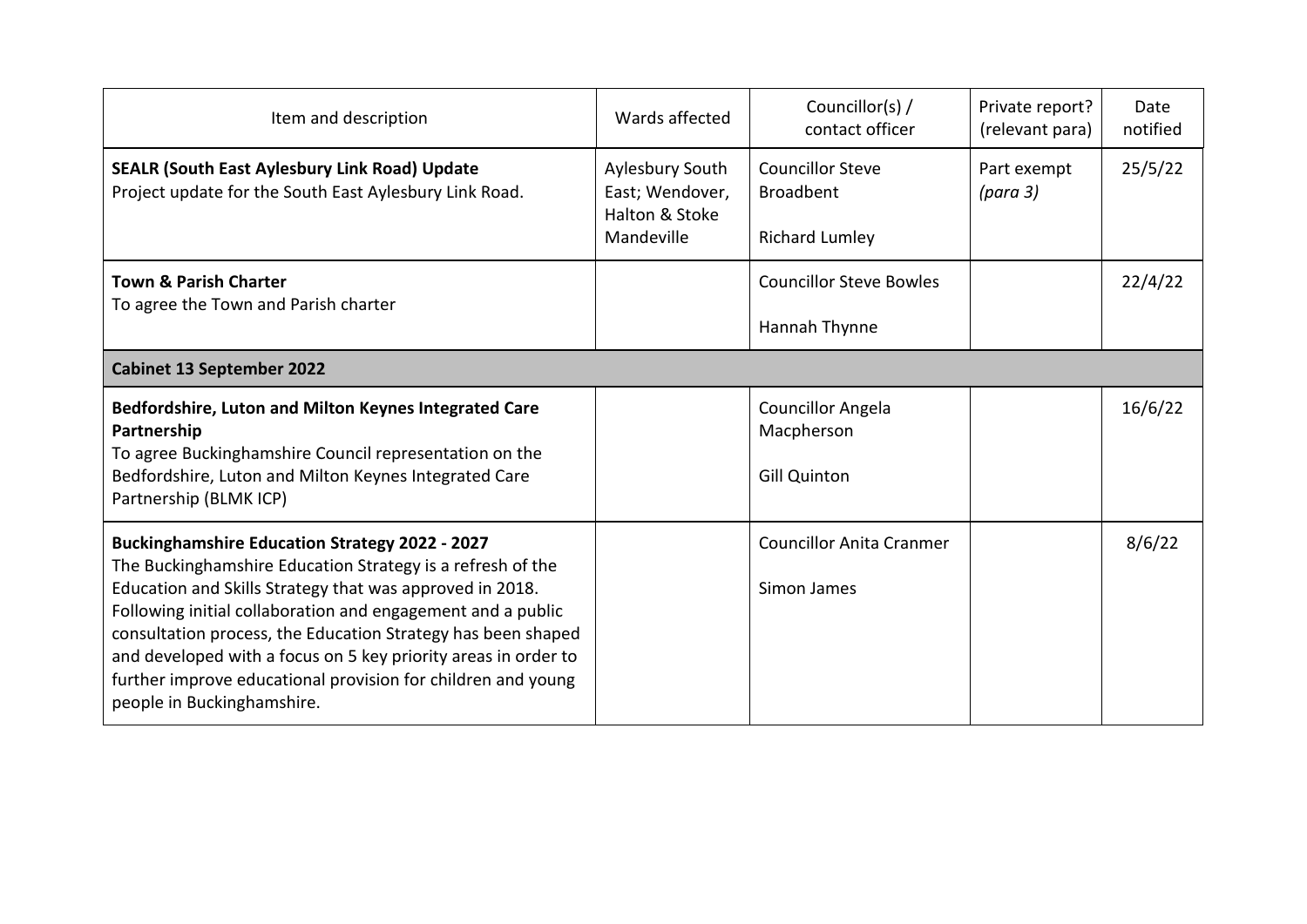| Item and description | Wards affected | Councillor(s) / contact officer | Private report? (relevant para) | Date notified |
|---|---|---|---|---|
| **SEALR (South East Aylesbury Link Road) Update**<br>Project update for the South East Aylesbury Link Road. | Aylesbury South East; Wendover, Halton & Stoke Mandeville | Councillor Steve Broadbent<br><br>Richard Lumley | Part exempt *(para 3)* | 25/5/22 |
| **Town & Parish Charter**<br>To agree the Town and Parish charter | | Councillor Steve Bowles<br><br>Hannah Thynne | | 22/4/22 |
| **Cabinet 13 September 2022** | | | | |
| **Bedfordshire, Luton and Milton Keynes Integrated Care Partnership**<br>To agree Buckinghamshire Council representation on the Bedfordshire, Luton and Milton Keynes Integrated Care Partnership (BLMK ICP) | | Councillor Angela Macpherson<br><br>Gill Quinton | | 16/6/22 |
| **Buckinghamshire Education Strategy 2022 - 2027**<br>The Buckinghamshire Education Strategy is a refresh of the Education and Skills Strategy that was approved in 2018. Following initial collaboration and engagement and a public consultation process, the Education Strategy has been shaped and developed with a focus on 5 key priority areas in order to further improve educational provision for children and young people in Buckinghamshire. | | Councillor Anita Cranmer<br><br>Simon James | | 8/6/22 |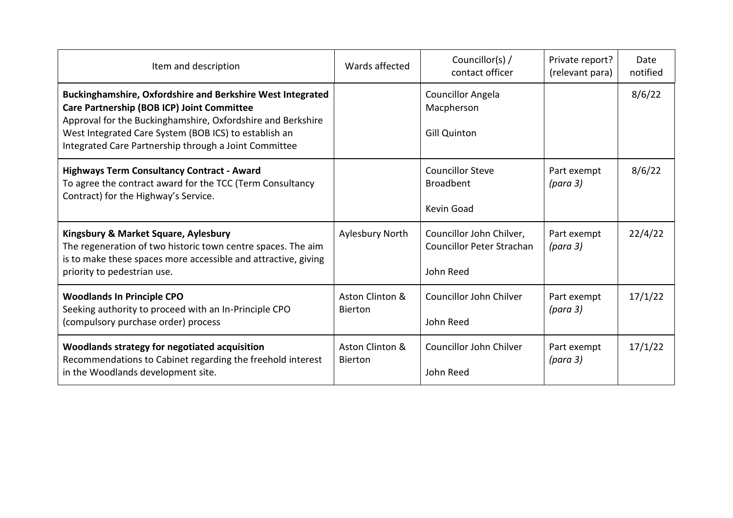| Item and description | Wards affected | Councillor(s) / contact officer | Private report? (relevant para) | Date notified |
|---|---|---|---|---|
| **Buckinghamshire, Oxfordshire and Berkshire West Integrated Care Partnership (BOB ICP) Joint Committee**<br>Approval for the Buckinghamshire, Oxfordshire and Berkshire West Integrated Care System (BOB ICS) to establish an Integrated Care Partnership through a Joint Committee | | Councillor Angela Macpherson<br><br>Gill Quinton | | 8/6/22 |
| **Highways Term Consultancy Contract - Award**<br>To agree the contract award for the TCC (Term Consultancy Contract) for the Highway's Service. | | Councillor Steve Broadbent<br><br>Kevin Goad | Part exempt *(para 3)* | 8/6/22 |
| **Kingsbury & Market Square, Aylesbury**<br>The regeneration of two historic town centre spaces. The aim is to make these spaces more accessible and attractive, giving priority to pedestrian use. | Aylesbury North | Councillor John Chilver, Councillor Peter Strachan<br><br>John Reed | Part exempt *(para 3)* | 22/4/22 |
| **Woodlands In Principle CPO**<br>Seeking authority to proceed with an In-Principle CPO (compulsory purchase order) process | Aston Clinton & Bierton | Councillor John Chilver<br><br>John Reed | Part exempt *(para 3)* | 17/1/22 |
| **Woodlands strategy for negotiated acquisition**<br>Recommendations to Cabinet regarding the freehold interest in the Woodlands development site. | Aston Clinton & Bierton | Councillor John Chilver<br><br>John Reed | Part exempt *(para 3)* | 17/1/22 |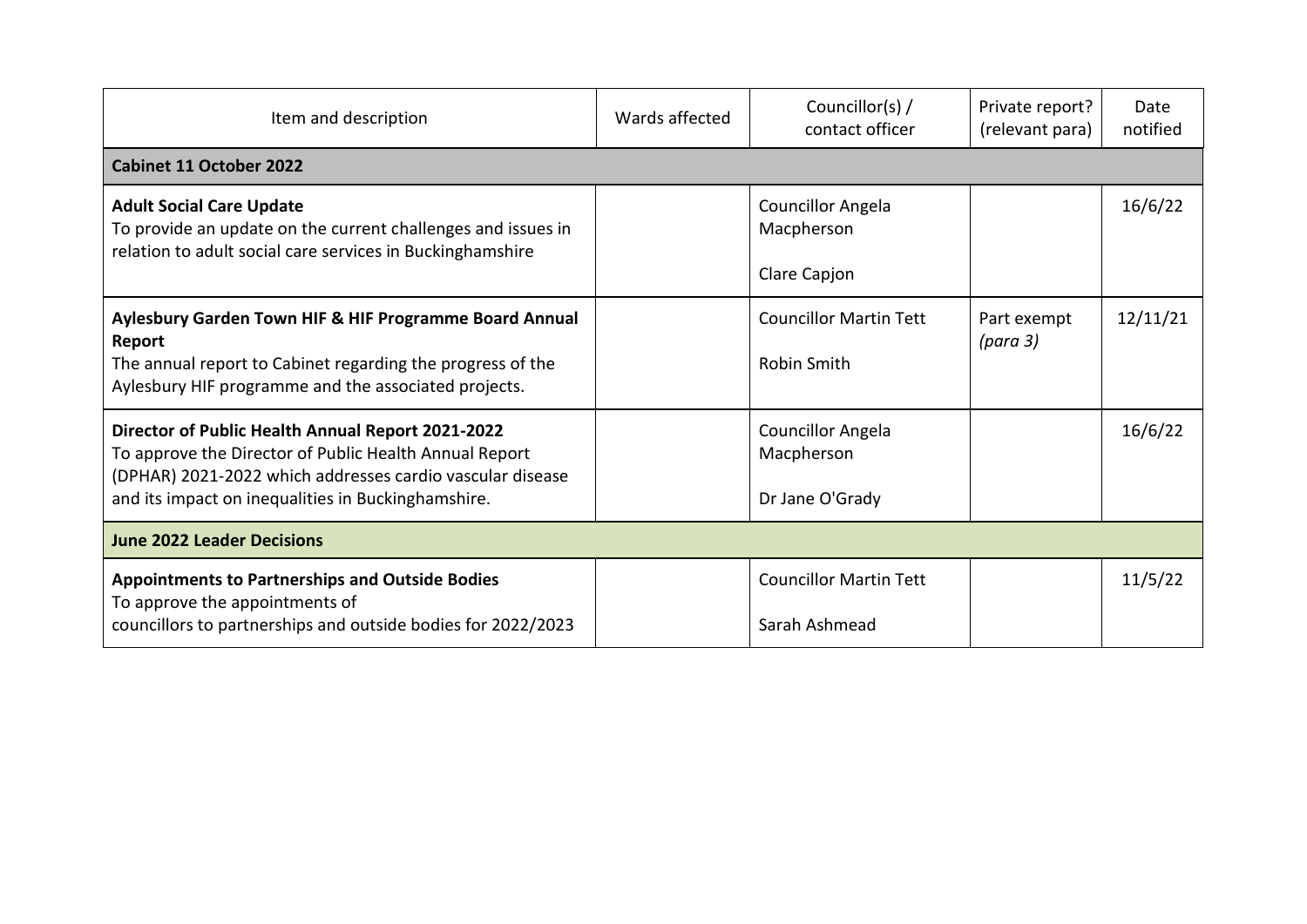| Item and description | Wards affected | Councillor(s) / contact officer | Private report? (relevant para) | Date notified |
|---|---|---|---|---|
| **Cabinet 11 October 2022** | | | | |
| **Adult Social Care Update**<br>To provide an update on the current challenges and issues in relation to adult social care services in Buckinghamshire | | Councillor Angela Macpherson<br><br>Clare Capjon | | 16/6/22 |
| **Aylesbury Garden Town HIF & HIF Programme Board Annual Report**<br>The annual report to Cabinet regarding the progress of the Aylesbury HIF programme and the associated projects. | | Councillor Martin Tett<br><br>Robin Smith | Part exempt *(para 3)* | 12/11/21 |
| **Director of Public Health Annual Report 2021-2022**<br>To approve the Director of Public Health Annual Report (DPHAR) 2021-2022 which addresses cardio vascular disease and its impact on inequalities in Buckinghamshire. | | Councillor Angela Macpherson<br><br>Dr Jane O'Grady | | 16/6/22 |
| **June 2022 Leader Decisions** | | | | |
| **Appointments to Partnerships and Outside Bodies**<br>To approve the appointments of councillors to partnerships and outside bodies for 2022/2023 | | Councillor Martin Tett<br><br>Sarah Ashmead | | 11/5/22 |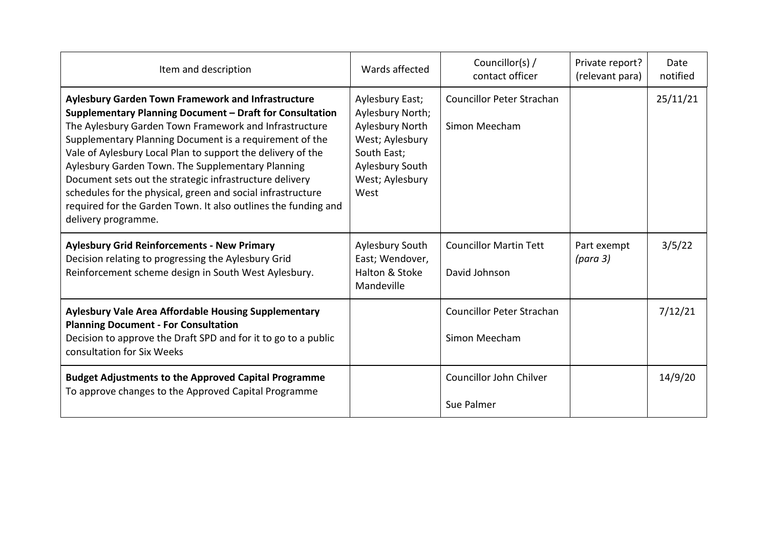| Item and description | Wards affected | Councillor(s) / contact officer | Private report? (relevant para) | Date notified |
|---|---|---|---|---|
| **Aylesbury Garden Town Framework and Infrastructure Supplementary Planning Document – Draft for Consultation** The Aylesbury Garden Town Framework and Infrastructure Supplementary Planning Document is a requirement of the Vale of Aylesbury Local Plan to support the delivery of the Aylesbury Garden Town. The Supplementary Planning Document sets out the strategic infrastructure delivery schedules for the physical, green and social infrastructure required for the Garden Town. It also outlines the funding and delivery programme. | Aylesbury East; Aylesbury North; Aylesbury North West; Aylesbury South East; Aylesbury South West; Aylesbury West | Councillor Peter Strachan<br><br>Simon Meecham | | 25/11/21 |
| **Aylesbury Grid Reinforcements - New Primary** Decision relating to progressing the Aylesbury Grid Reinforcement scheme design in South West Aylesbury. | Aylesbury South East; Wendover, Halton & Stoke Mandeville | Councillor Martin Tett<br><br>David Johnson | Part exempt *(para 3)* | 3/5/22 |
| **Aylesbury Vale Area Affordable Housing Supplementary Planning Document - For Consultation** Decision to approve the Draft SPD and for it to go to a public consultation for Six Weeks | | Councillor Peter Strachan<br><br>Simon Meecham | | 7/12/21 |
| **Budget Adjustments to the Approved Capital Programme** To approve changes to the Approved Capital Programme | | Councillor John Chilver<br><br>Sue Palmer | | 14/9/20 |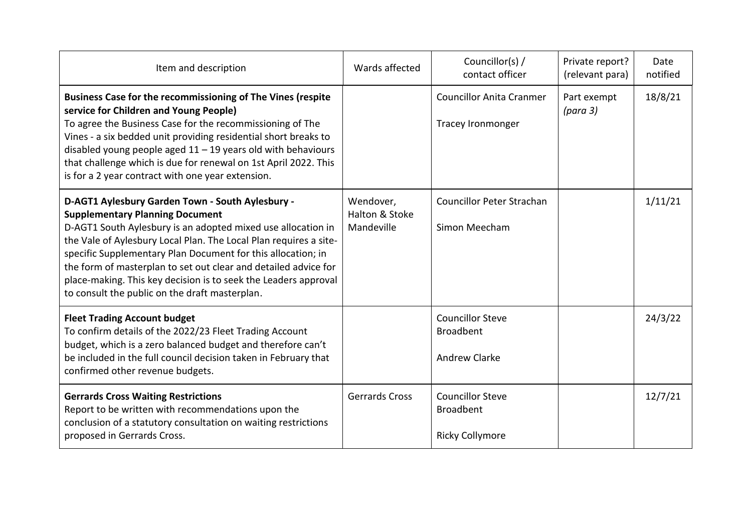| Item and description | Wards affected | Councillor(s) / contact officer | Private report? (relevant para) | Date notified |
|---|---|---|---|---|
| **Business Case for the recommissioning of The Vines (respite service for Children and Young People)**<br>To agree the Business Case for the recommissioning of The Vines - a six bedded unit providing residential short breaks to disabled young people aged 11 – 19 years old with behaviours that challenge which is due for renewal on 1st April 2022. This is for a 2 year contract with one year extension. | | Councillor Anita Cranmer<br><br>Tracey Ironmonger | Part exempt *(para 3)* | 18/8/21 |
| **D-AGT1 Aylesbury Garden Town - South Aylesbury - Supplementary Planning Document**<br>D-AGT1 South Aylesbury is an adopted mixed use allocation in the Vale of Aylesbury Local Plan. The Local Plan requires a site-specific Supplementary Plan Document for this allocation; in the form of masterplan to set out clear and detailed advice for place-making. This key decision is to seek the Leaders approval to consult the public on the draft masterplan. | Wendover, Halton & Stoke Mandeville | Councillor Peter Strachan<br><br>Simon Meecham | | 1/11/21 |
| **Fleet Trading Account budget**<br>To confirm details of the 2022/23 Fleet Trading Account budget, which is a zero balanced budget and therefore can't be included in the full council decision taken in February that confirmed other revenue budgets. | | Councillor Steve Broadbent<br><br>Andrew Clarke | | 24/3/22 |
| **Gerrards Cross Waiting Restrictions**<br>Report to be written with recommendations upon the conclusion of a statutory consultation on waiting restrictions proposed in Gerrards Cross. | Gerrards Cross | Councillor Steve Broadbent<br><br>Ricky Collymore | | 12/7/21 |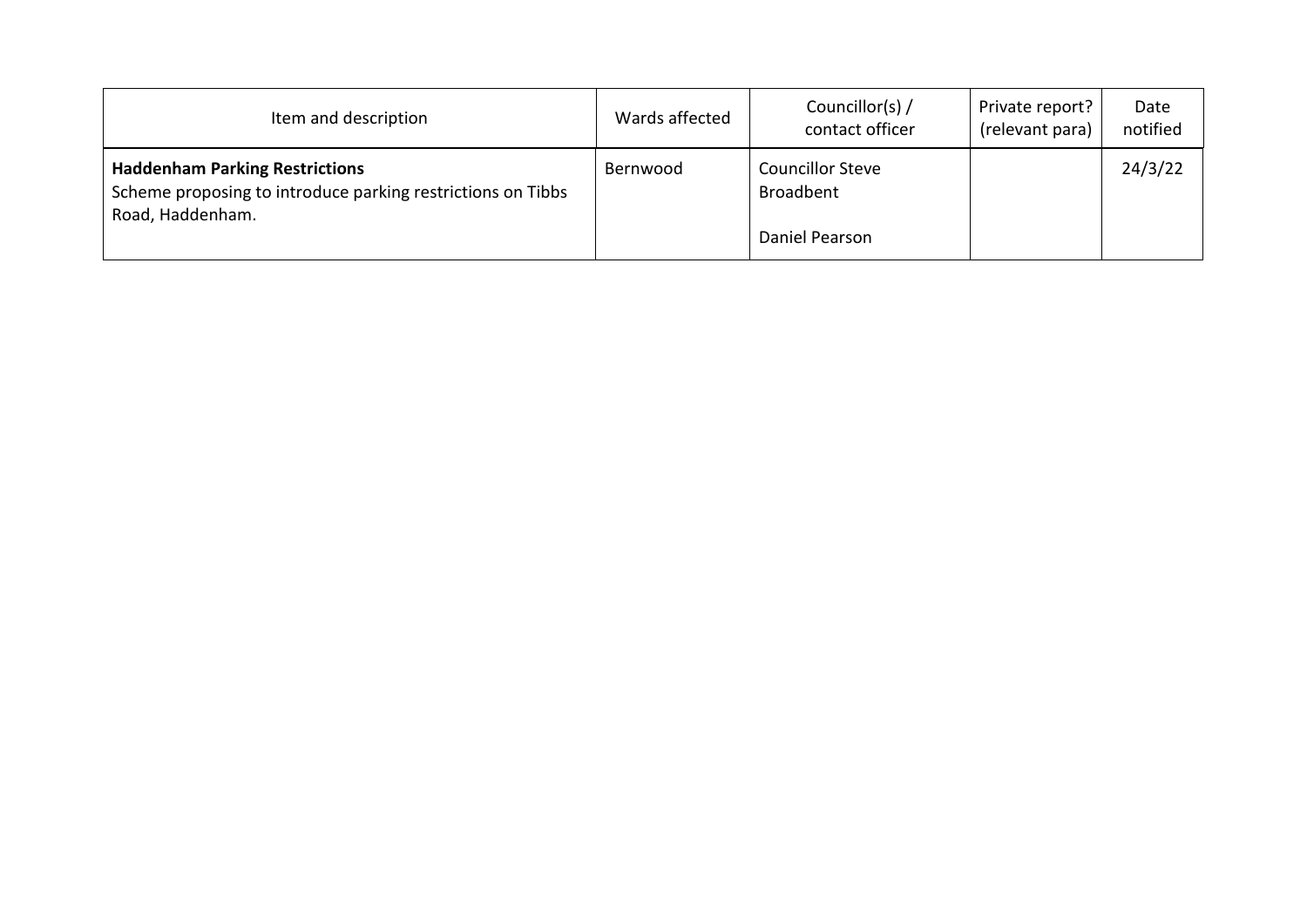| Item and description | Wards affected | Councillor(s) / contact officer | Private report? (relevant para) | Date notified |
|---|---|---|---|---|
| **Haddenham Parking Restrictions**<br>Scheme proposing to introduce parking restrictions on Tibbs Road, Haddenham. | Bernwood | Councillor Steve Broadbent<br><br>Daniel Pearson | | 24/3/22 |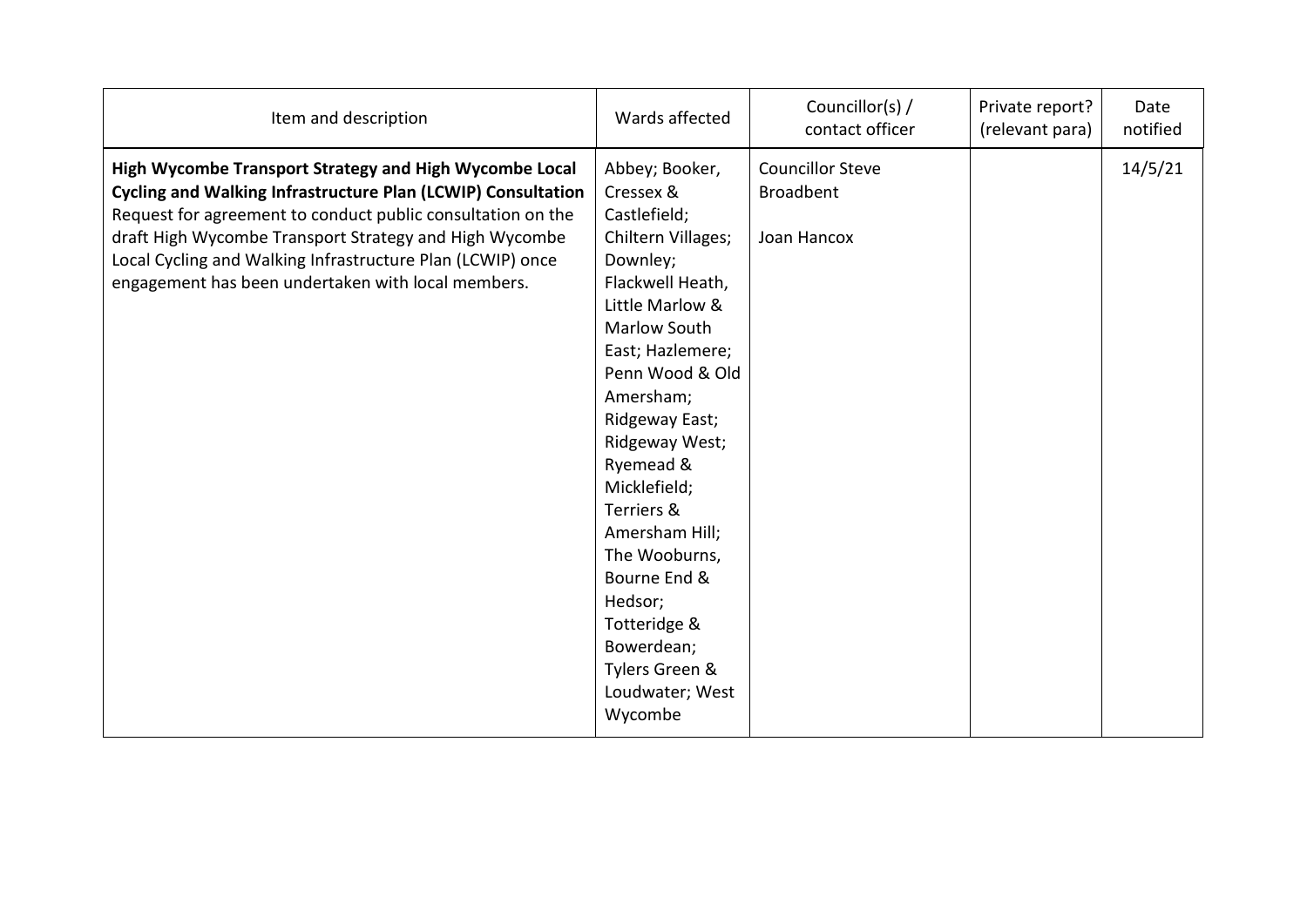| Item and description | Wards affected | Councillor(s) / contact officer | Private report? (relevant para) | Date notified |
|---|---|---|---|---|
| **High Wycombe Transport Strategy and High Wycombe Local Cycling and Walking Infrastructure Plan (LCWIP) Consultation** Request for agreement to conduct public consultation on the draft High Wycombe Transport Strategy and High Wycombe Local Cycling and Walking Infrastructure Plan (LCWIP) once engagement has been undertaken with local members. | Abbey; Booker, Cressex & Castlefield; Chiltern Villages; Downley; Flackwell Heath, Little Marlow & Marlow South East; Hazlemere; Penn Wood & Old Amersham; Ridgeway East; Ridgeway West; Ryemead & Micklefield; Terriers & Amersham Hill; The Wooburns, Bourne End & Hedsor; Totteridge & Bowerdean; Tylers Green & Loudwater; West Wycombe | Councillor Steve Broadbent<br><br>Joan Hancox | | 14/5/21 |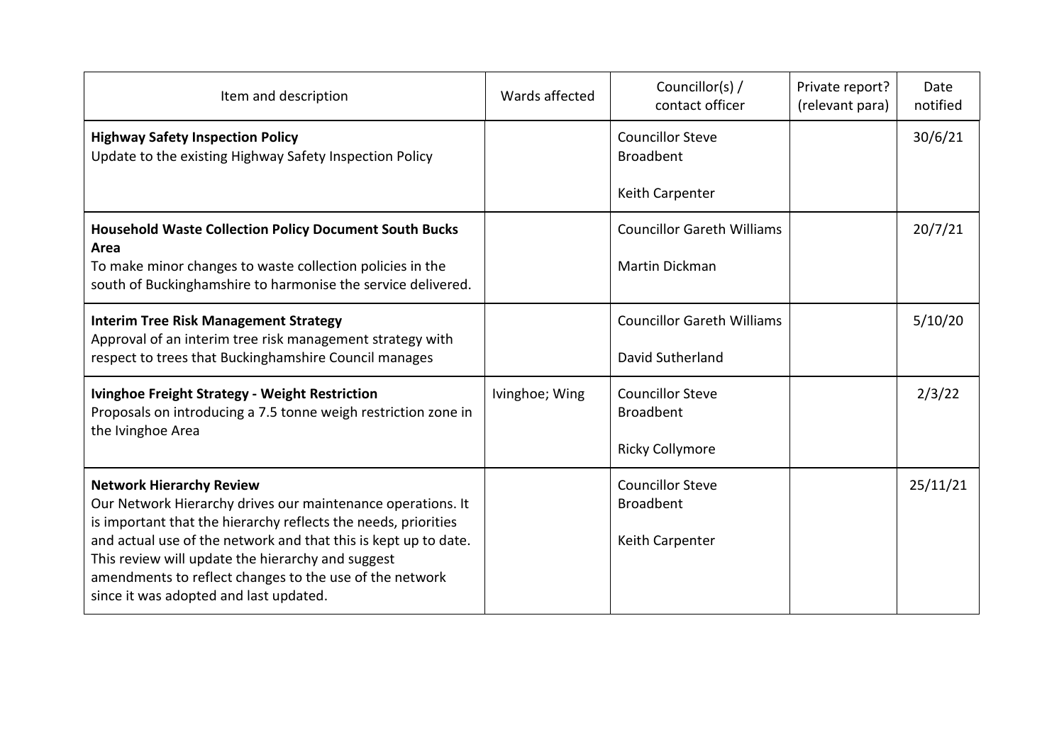| Item and description | Wards affected | Councillor(s) / contact officer | Private report? (relevant para) | Date notified |
|---|---|---|---|---|
| **Highway Safety Inspection Policy**<br>Update to the existing Highway Safety Inspection Policy | | Councillor Steve Broadbent<br><br>Keith Carpenter | | 30/6/21 |
| **Household Waste Collection Policy Document South Bucks Area**<br>To make minor changes to waste collection policies in the south of Buckinghamshire to harmonise the service delivered. | | Councillor Gareth Williams<br><br>Martin Dickman | | 20/7/21 |
| **Interim Tree Risk Management Strategy**<br>Approval of an interim tree risk management strategy with respect to trees that Buckinghamshire Council manages | | Councillor Gareth Williams<br><br>David Sutherland | | 5/10/20 |
| **Ivinghoe Freight Strategy - Weight Restriction**<br>Proposals on introducing a 7.5 tonne weigh restriction zone in the Ivinghoe Area | Ivinghoe; Wing | Councillor Steve Broadbent<br><br>Ricky Collymore | | 2/3/22 |
| **Network Hierarchy Review**<br>Our Network Hierarchy drives our maintenance operations. It is important that the hierarchy reflects the needs, priorities and actual use of the network and that this is kept up to date. This review will update the hierarchy and suggest amendments to reflect changes to the use of the network since it was adopted and last updated. | | Councillor Steve Broadbent<br><br>Keith Carpenter | | 25/11/21 |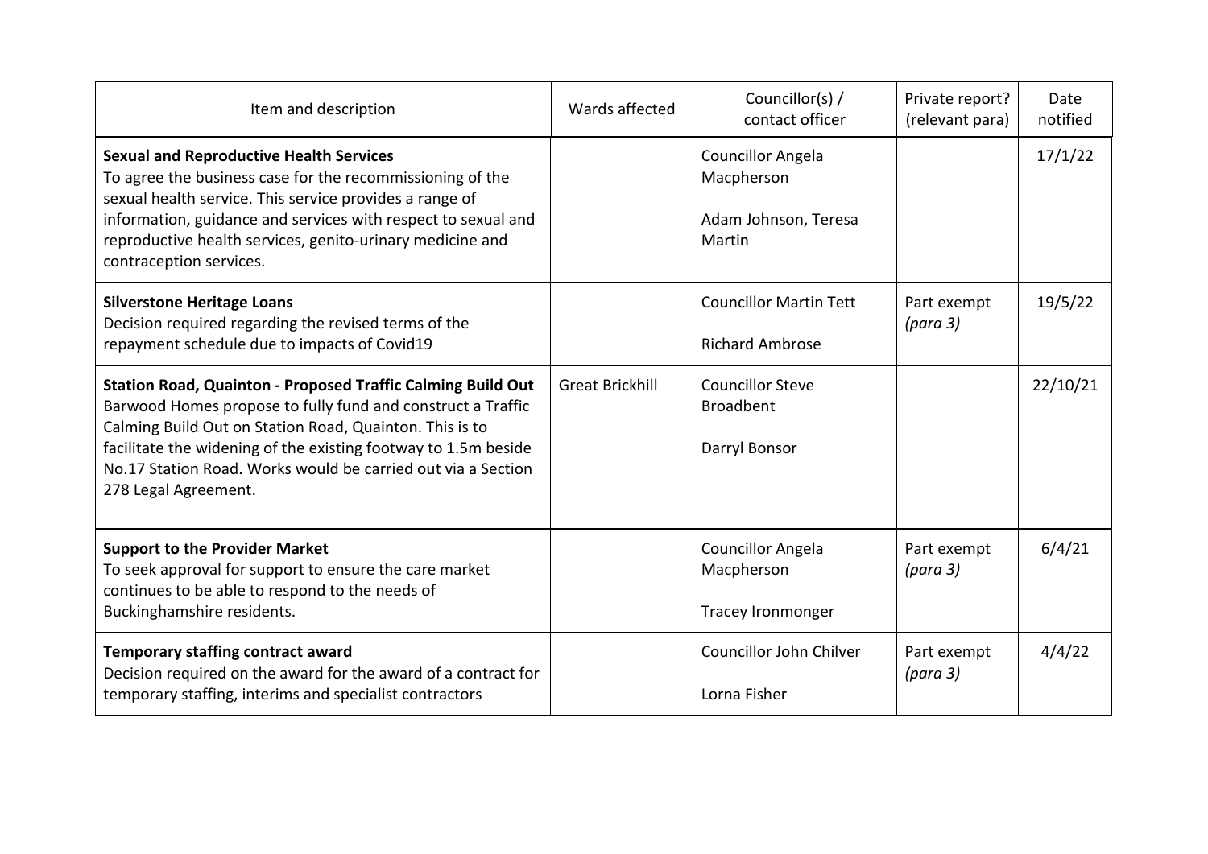| Item and description | Wards affected | Councillor(s) / contact officer | Private report? (relevant para) | Date notified |
|---|---|---|---|---|
| **Sexual and Reproductive Health Services**<br>To agree the business case for the recommissioning of the sexual health service. This service provides a range of information, guidance and services with respect to sexual and reproductive health services, genito-urinary medicine and contraception services. | | Councillor Angela Macpherson<br><br>Adam Johnson, Teresa Martin | | 17/1/22 |
| **Silverstone Heritage Loans**<br>Decision required regarding the revised terms of the repayment schedule due to impacts of Covid19 | | Councillor Martin Tett<br><br>Richard Ambrose | Part exempt *(para 3)* | 19/5/22 |
| **Station Road, Quainton - Proposed Traffic Calming Build Out**<br>Barwood Homes propose to fully fund and construct a Traffic Calming Build Out on Station Road, Quainton. This is to facilitate the widening of the existing footway to 1.5m beside No.17 Station Road. Works would be carried out via a Section 278 Legal Agreement. | Great Brickhill | Councillor Steve Broadbent<br><br>Darryl Bonsor | | 22/10/21 |
| **Support to the Provider Market**<br>To seek approval for support to ensure the care market continues to be able to respond to the needs of Buckinghamshire residents. | | Councillor Angela Macpherson<br><br>Tracey Ironmonger | Part exempt *(para 3)* | 6/4/21 |
| **Temporary staffing contract award**<br>Decision required on the award for the award of a contract for temporary staffing, interims and specialist contractors | | Councillor John Chilver<br><br>Lorna Fisher | Part exempt *(para 3)* | 4/4/22 |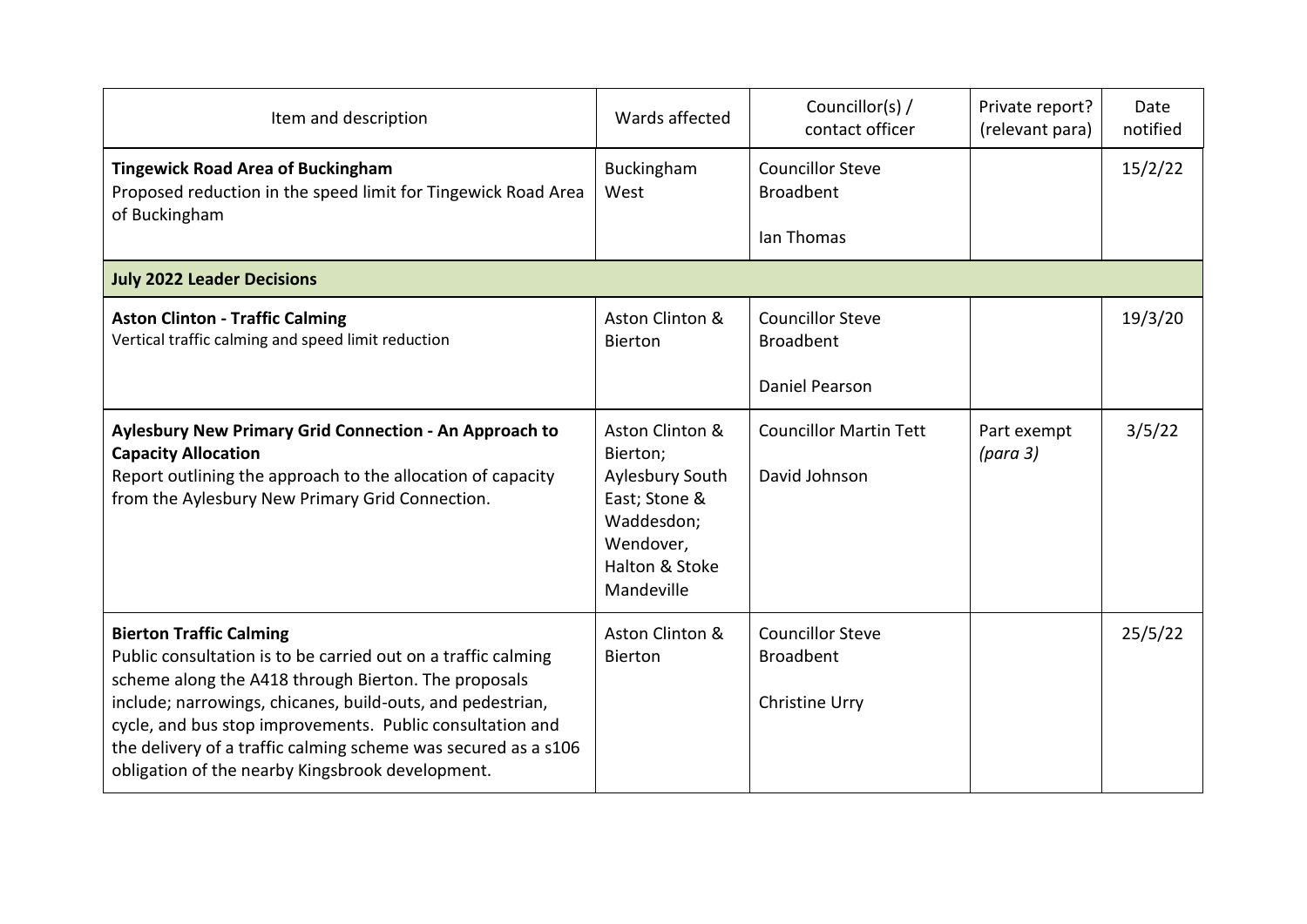| Item and description | Wards affected | Councillor(s) / contact officer | Private report? (relevant para) | Date notified |
|---|---|---|---|---|
| **Tingewick Road Area of Buckingham**<br>Proposed reduction in the speed limit for Tingewick Road Area of Buckingham | Buckingham West | Councillor Steve Broadbent<br><br>Ian Thomas | | 15/2/22 |
| **July 2022 Leader Decisions** | | | | |
| **Aston Clinton - Traffic Calming**<br>Vertical traffic calming and speed limit reduction | Aston Clinton & Bierton | Councillor Steve Broadbent<br><br>Daniel Pearson | | 19/3/20 |
| **Aylesbury New Primary Grid Connection - An Approach to Capacity Allocation**<br>Report outlining the approach to the allocation of capacity from the Aylesbury New Primary Grid Connection. | Aston Clinton & Bierton; Aylesbury South East; Stone & Waddesdon; Wendover, Halton & Stoke Mandeville | Councillor Martin Tett<br><br>David Johnson | Part exempt *(para 3)* | 3/5/22 |
| **Bierton Traffic Calming**<br>Public consultation is to be carried out on a traffic calming scheme along the A418 through Bierton. The proposals include; narrowings, chicanes, build-outs, and pedestrian, cycle, and bus stop improvements. Public consultation and the delivery of a traffic calming scheme was secured as a s106 obligation of the nearby Kingsbrook development. | Aston Clinton & Bierton | Councillor Steve Broadbent<br><br>Christine Urry | | 25/5/22 |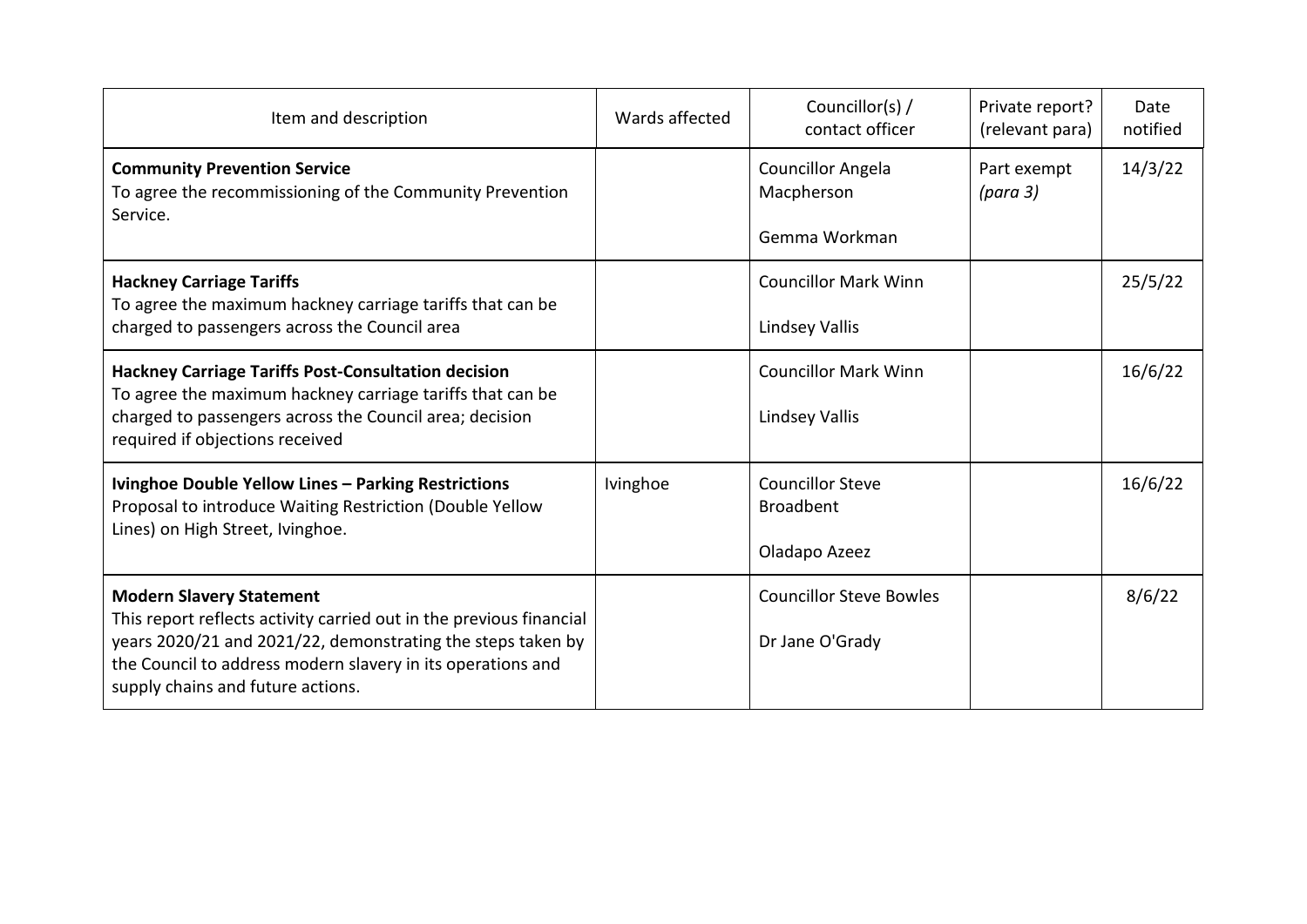| Item and description | Wards affected | Councillor(s) / contact officer | Private report? (relevant para) | Date notified |
|---|---|---|---|---|
| **Community Prevention Service**<br>To agree the recommissioning of the Community Prevention Service. | | Councillor Angela Macpherson<br><br>Gemma Workman | Part exempt *(para 3)* | 14/3/22 |
| **Hackney Carriage Tariffs**<br>To agree the maximum hackney carriage tariffs that can be charged to passengers across the Council area | | Councillor Mark Winn<br><br>Lindsey Vallis | | 25/5/22 |
| **Hackney Carriage Tariffs Post-Consultation decision**<br>To agree the maximum hackney carriage tariffs that can be charged to passengers across the Council area; decision required if objections received | | Councillor Mark Winn<br><br>Lindsey Vallis | | 16/6/22 |
| **Ivinghoe Double Yellow Lines – Parking Restrictions**<br>Proposal to introduce Waiting Restriction (Double Yellow Lines) on High Street, Ivinghoe. | Ivinghoe | Councillor Steve Broadbent<br><br>Oladapo Azeez | | 16/6/22 |
| **Modern Slavery Statement**<br>This report reflects activity carried out in the previous financial years 2020/21 and 2021/22, demonstrating the steps taken by the Council to address modern slavery in its operations and supply chains and future actions. | | Councillor Steve Bowles<br><br>Dr Jane O'Grady | | 8/6/22 |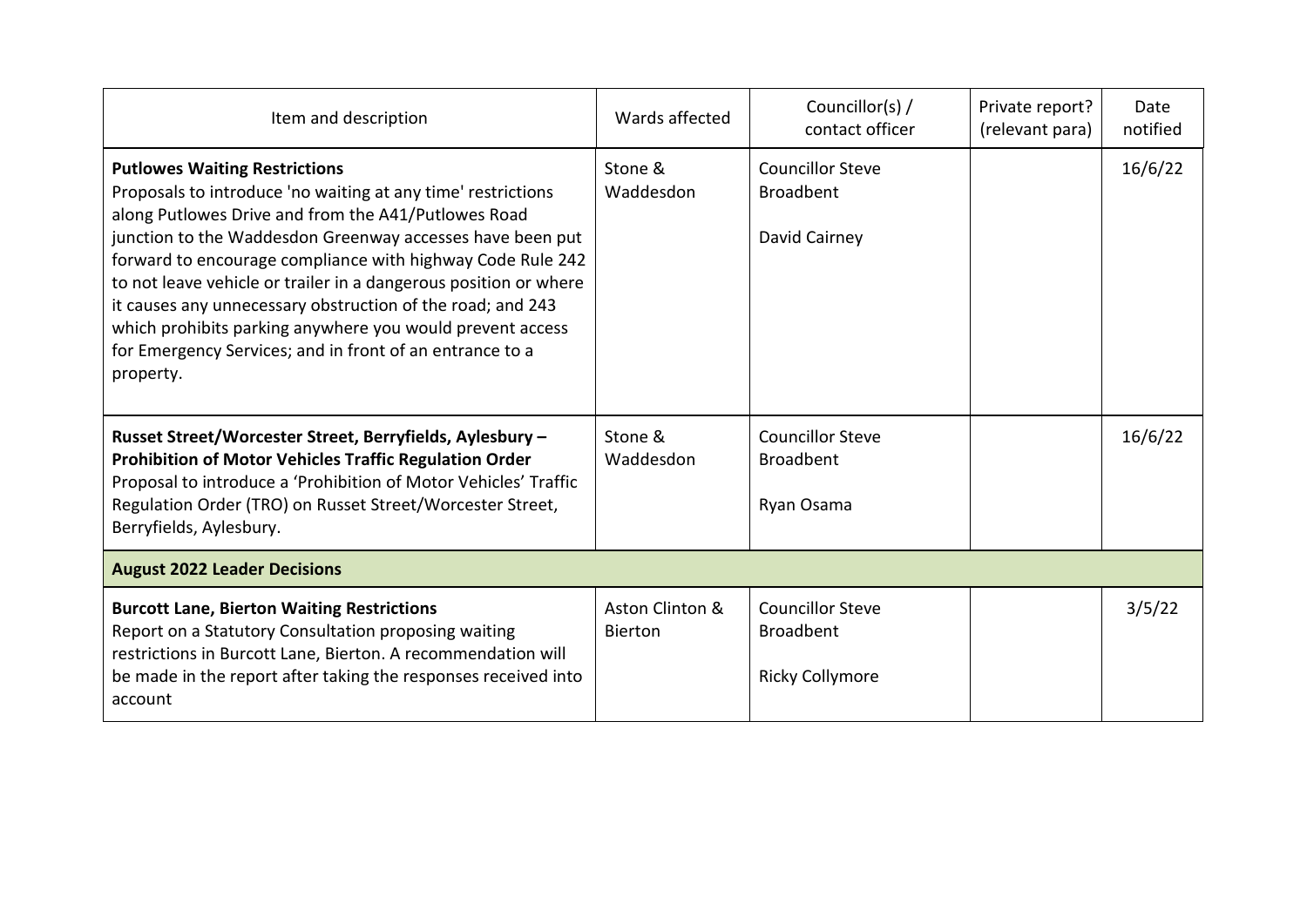| Item and description | Wards affected | Councillor(s) / contact officer | Private report? (relevant para) | Date notified |
|---|---|---|---|---|
| **Putlowes Waiting Restrictions** Proposals to introduce 'no waiting at any time' restrictions along Putlowes Drive and from the A41/Putlowes Road junction to the Waddesdon Greenway accesses have been put forward to encourage compliance with highway Code Rule 242 to not leave vehicle or trailer in a dangerous position or where it causes any unnecessary obstruction of the road; and 243 which prohibits parking anywhere you would prevent access for Emergency Services; and in front of an entrance to a property. | Stone & Waddesdon | Councillor Steve Broadbent<br><br>David Cairney | | 16/6/22 |
| **Russet Street/Worcester Street, Berryfields, Aylesbury – Prohibition of Motor Vehicles Traffic Regulation Order** Proposal to introduce a 'Prohibition of Motor Vehicles' Traffic Regulation Order (TRO) on Russet Street/Worcester Street, Berryfields, Aylesbury. | Stone & Waddesdon | Councillor Steve Broadbent<br><br>Ryan Osama | | 16/6/22 |
| **August 2022 Leader Decisions** | | | | |
| **Burcott Lane, Bierton Waiting Restrictions** Report on a Statutory Consultation proposing waiting restrictions in Burcott Lane, Bierton. A recommendation will be made in the report after taking the responses received into account | Aston Clinton & Bierton | Councillor Steve Broadbent<br><br>Ricky Collymore | | 3/5/22 |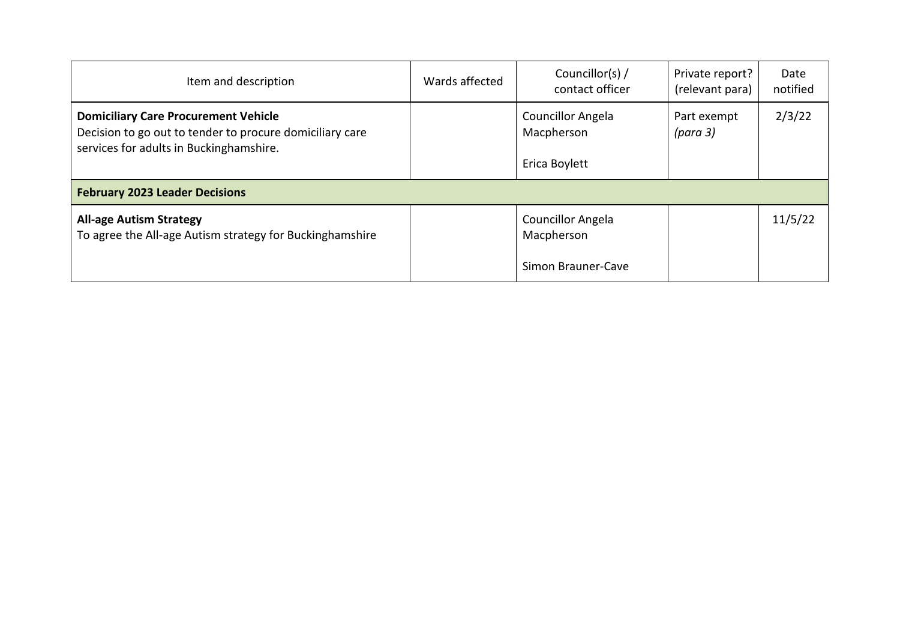| Item and description | Wards affected | Councillor(s) / contact officer | Private report? (relevant para) | Date notified |
|---|---|---|---|---|
| **Domiciliary Care Procurement Vehicle**<br>Decision to go out to tender to procure domiciliary care services for adults in Buckinghamshire. | | Councillor Angela Macpherson<br><br>Erica Boylett | Part exempt *(para 3)* | 2/3/22 |
| **February 2023 Leader Decisions** | | | | |
| **All-age Autism Strategy**<br>To agree the All-age Autism strategy for Buckinghamshire | | Councillor Angela Macpherson<br><br>Simon Brauner-Cave | | 11/5/22 |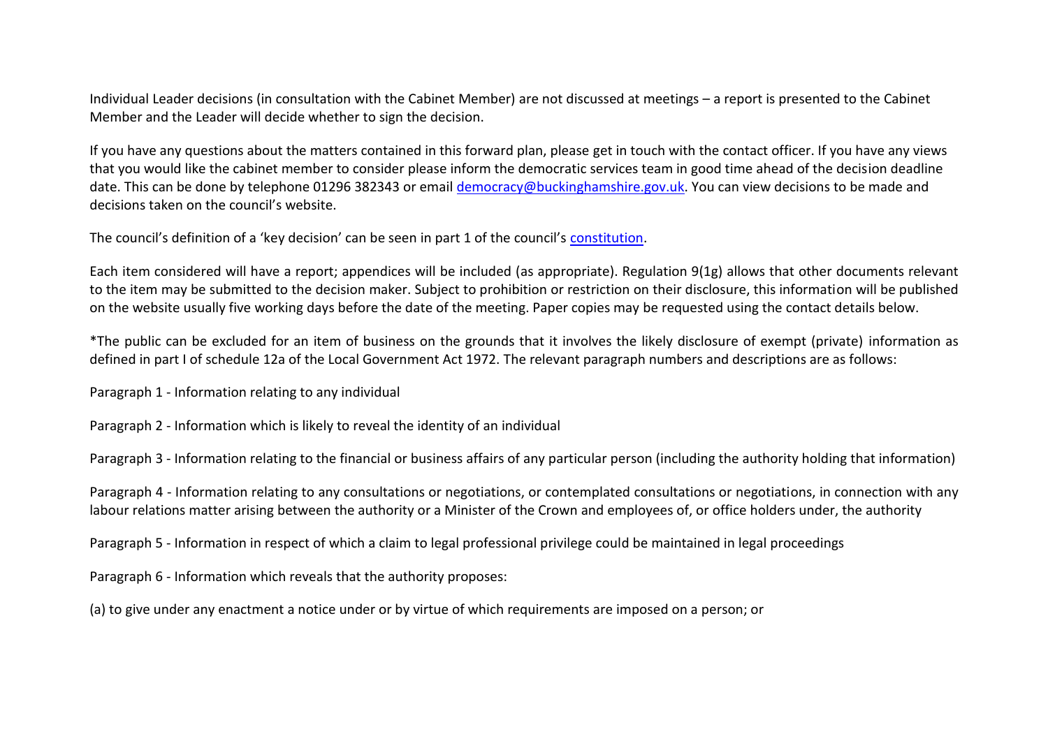Individual Leader decisions (in consultation with the Cabinet Member) are not discussed at meetings – a report is presented to the Cabinet Member and the Leader will decide whether to sign the decision.

If you have any questions about the matters contained in this forward plan, please get in touch with the contact officer. If you have any views that you would like the cabinet member to consider please inform the democratic services team in good time ahead of the decision deadline date. This can be done by telephone 01296 382343 or email [democracy@buckinghamshire.gov.uk](mailto:democracy@buckinghamshire.gov.uk). You can view decisions to be made and decisions taken on the council's website.

The council's definition of a 'key decision' can be seen in part 1 of the council's [constitution](constitution).

Each item considered will have a report; appendices will be included (as appropriate). Regulation 9(1g) allows that other documents relevant to the item may be submitted to the decision maker. Subject to prohibition or restriction on their disclosure, this information will be published on the website usually five working days before the date of the meeting. Paper copies may be requested using the contact details below.

*The public can be excluded for an item of business on the grounds that it involves the likely disclosure of exempt (private) information as defined in part I of schedule 12a of the Local Government Act 1972. The relevant paragraph numbers and descriptions are as follows:

Paragraph 1 - Information relating to any individual

Paragraph 2 - Information which is likely to reveal the identity of an individual

Paragraph 3 - Information relating to the financial or business affairs of any particular person (including the authority holding that information)

Paragraph 4 - Information relating to any consultations or negotiations, or contemplated consultations or negotiations, in connection with any labour relations matter arising between the authority or a Minister of the Crown and employees of, or office holders under, the authority

Paragraph 5 - Information in respect of which a claim to legal professional privilege could be maintained in legal proceedings

Paragraph 6 - Information which reveals that the authority proposes:

(a) to give under any enactment a notice under or by virtue of which requirements are imposed on a person; or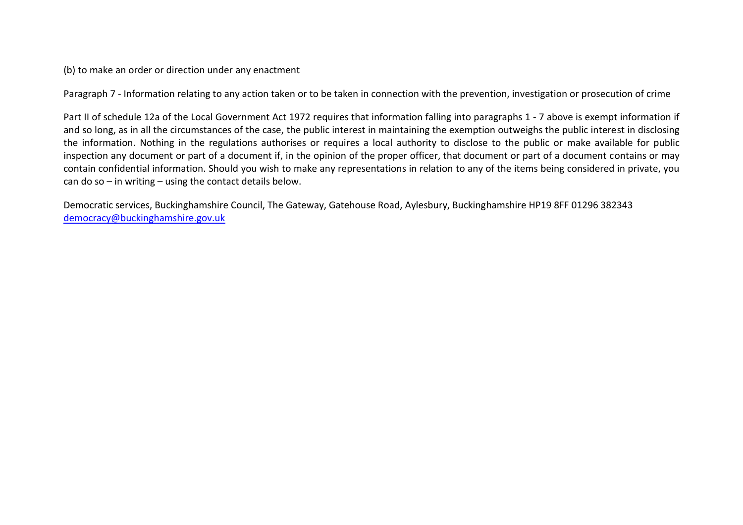(b) to make an order or direction under any enactment

Paragraph 7 - Information relating to any action taken or to be taken in connection with the prevention, investigation or prosecution of crime

Part II of schedule 12a of the Local Government Act 1972 requires that information falling into paragraphs 1 - 7 above is exempt information if and so long, as in all the circumstances of the case, the public interest in maintaining the exemption outweighs the public interest in disclosing the information. Nothing in the regulations authorises or requires a local authority to disclose to the public or make available for public inspection any document or part of a document if, in the opinion of the proper officer, that document or part of a document contains or may contain confidential information. Should you wish to make any representations in relation to any of the items being considered in private, you can do so – in writing – using the contact details below.

Democratic services, Buckinghamshire Council, The Gateway, Gatehouse Road, Aylesbury, Buckinghamshire HP19 8FF 01296 382343
[democracy@buckinghamshire.gov.uk](mailto:democracy@buckinghamshire.gov.uk)